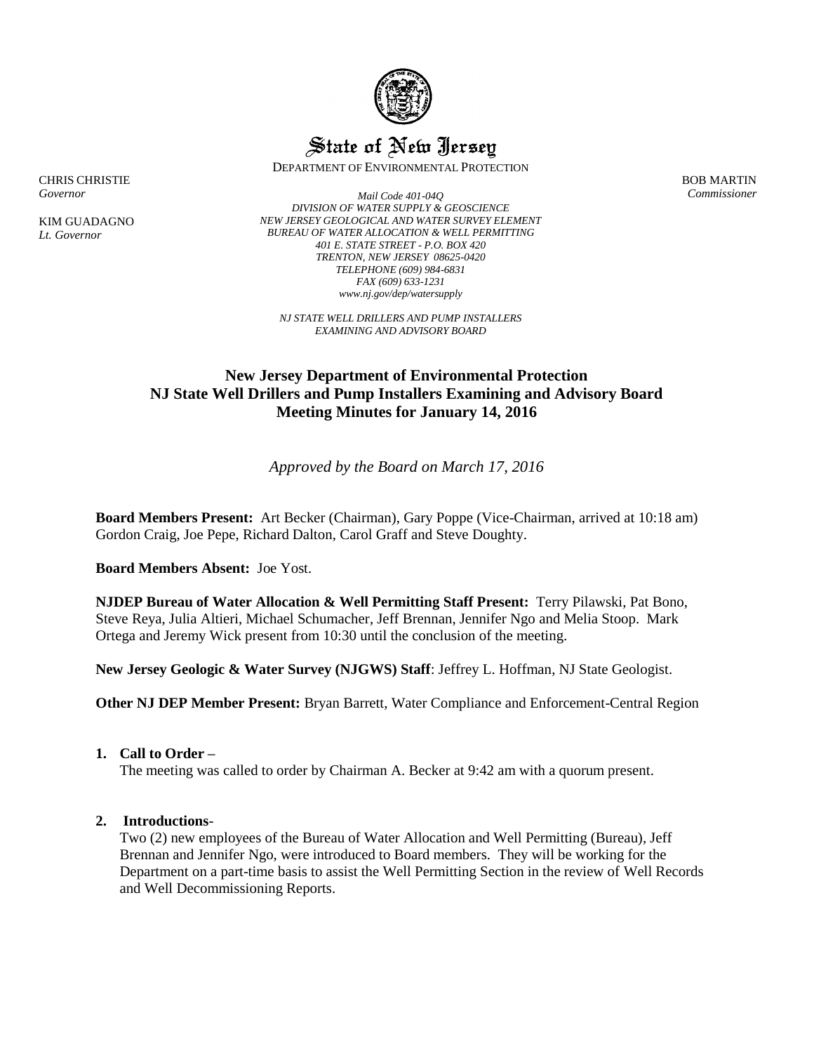State of New Jersey

DEPARTMENT OF ENVIRONMENTAL PROTECTION

CHRIS CHRISTIE
*Governor*

KIM GUADAGNO
*Lt. Governor*

BOB MARTIN
*Commissioner*

*Mail Code 401-04Q*
*DIVISION OF WATER SUPPLY & GEOSCIENCE*
*NEW JERSEY GEOLOGICAL AND WATER SURVEY ELEMENT*
*BUREAU OF WATER ALLOCATION & WELL PERMITTING*
*401 E. STATE STREET - P.O. BOX 420*
*TRENTON, NEW JERSEY 08625-0420*
*TELEPHONE (609) 984-6831*
*FAX (609) 633-1231*
*www.nj.gov/dep/watersupply*

*NJ STATE WELL DRILLERS AND PUMP INSTALLERS*
*EXAMINING AND ADVISORY BOARD*

# New Jersey Department of Environmental Protection
# NJ State Well Drillers and Pump Installers Examining and Advisory Board
# Meeting Minutes for January 14, 2016

*Approved by the Board on March 17, 2016*

**Board Members Present:** Art Becker (Chairman), Gary Poppe (Vice-Chairman, arrived at 10:18 am) Gordon Craig, Joe Pepe, Richard Dalton, Carol Graff and Steve Doughty.

**Board Members Absent:** Joe Yost.

**NJDEP Bureau of Water Allocation & Well Permitting Staff Present:** Terry Pilawski, Pat Bono, Steve Reya, Julia Altieri, Michael Schumacher, Jeff Brennan, Jennifer Ngo and Melia Stoop. Mark Ortega and Jeremy Wick present from 10:30 until the conclusion of the meeting.

**New Jersey Geologic & Water Survey (NJGWS) Staff**: Jeffrey L. Hoffman, NJ State Geologist.

**Other NJ DEP Member Present:** Bryan Barrett, Water Compliance and Enforcement-Central Region

1. **Call to Order –**
   The meeting was called to order by Chairman A. Becker at 9:42 am with a quorum present.

2. **Introductions**-
   Two (2) new employees of the Bureau of Water Allocation and Well Permitting (Bureau), Jeff Brennan and Jennifer Ngo, were introduced to Board members. They will be working for the Department on a part-time basis to assist the Well Permitting Section in the review of Well Records and Well Decommissioning Reports.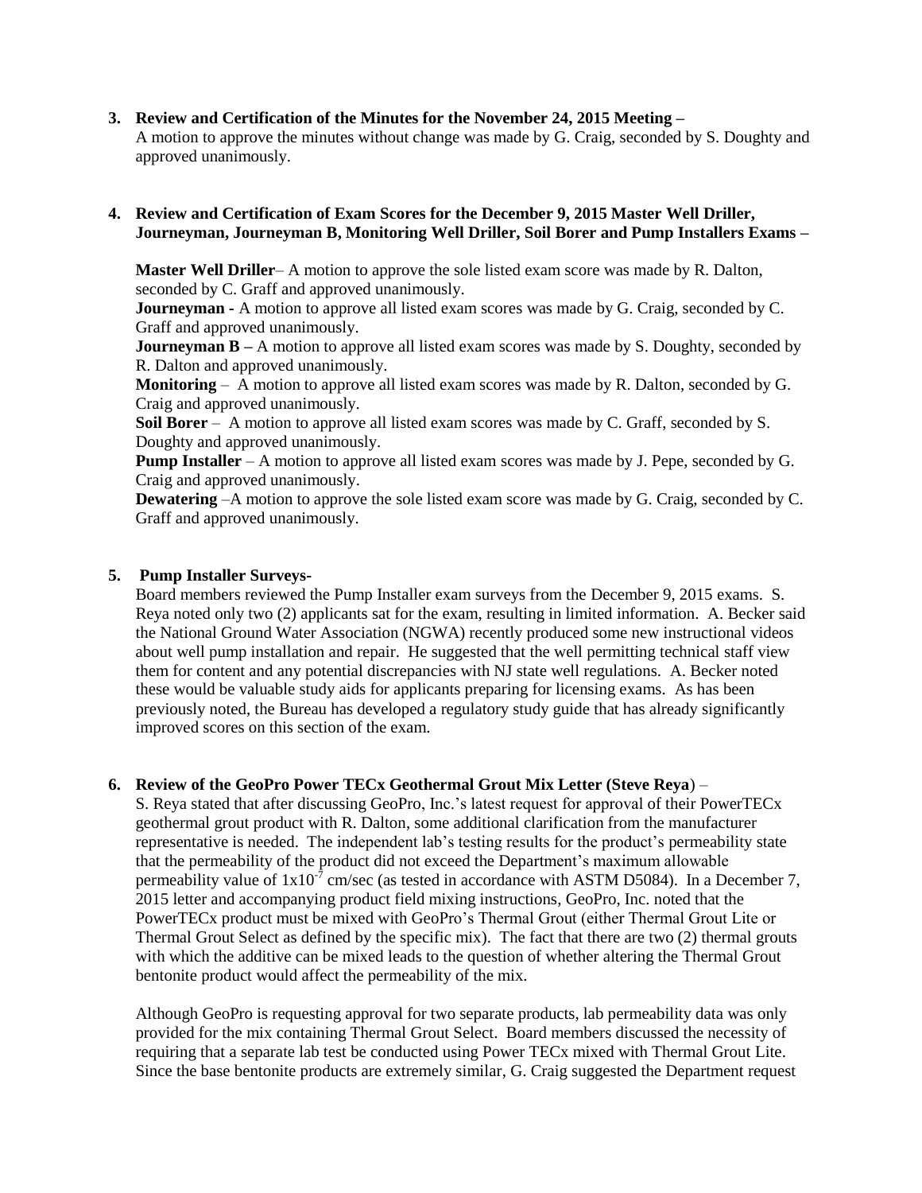**3. Review and Certification of the Minutes for the November 24, 2015 Meeting –**

A motion to approve the minutes without change was made by G. Craig, seconded by S. Doughty and approved unanimously.

**4. Review and Certification of Exam Scores for the December 9, 2015 Master Well Driller, Journeyman, Journeyman B, Monitoring Well Driller, Soil Borer and Pump Installers Exams –**

**Master Well Driller**– A motion to approve the sole listed exam score was made by R. Dalton, seconded by C. Graff and approved unanimously.

**Journeyman -** A motion to approve all listed exam scores was made by G. Craig, seconded by C. Graff and approved unanimously.

**Journeyman B –** A motion to approve all listed exam scores was made by S. Doughty, seconded by R. Dalton and approved unanimously.

**Monitoring** – A motion to approve all listed exam scores was made by R. Dalton, seconded by G. Craig and approved unanimously.

**Soil Borer** – A motion to approve all listed exam scores was made by C. Graff, seconded by S. Doughty and approved unanimously.

**Pump Installer** – A motion to approve all listed exam scores was made by J. Pepe, seconded by G. Craig and approved unanimously.

**Dewatering** –A motion to approve the sole listed exam score was made by G. Craig, seconded by C. Graff and approved unanimously.

**5. Pump Installer Surveys-**

Board members reviewed the Pump Installer exam surveys from the December 9, 2015 exams. S. Reya noted only two (2) applicants sat for the exam, resulting in limited information. A. Becker said the National Ground Water Association (NGWA) recently produced some new instructional videos about well pump installation and repair. He suggested that the well permitting technical staff view them for content and any potential discrepancies with NJ state well regulations. A. Becker noted these would be valuable study aids for applicants preparing for licensing exams. As has been previously noted, the Bureau has developed a regulatory study guide that has already significantly improved scores on this section of the exam.

**6. Review of the GeoPro Power TECx Geothermal Grout Mix Letter (Steve Reya**) –

S. Reya stated that after discussing GeoPro, Inc.'s latest request for approval of their PowerTECx geothermal grout product with R. Dalton, some additional clarification from the manufacturer representative is needed. The independent lab's testing results for the product's permeability state that the permeability of the product did not exceed the Department's maximum allowable permeability value of $1x10^{-7}$ cm/sec (as tested in accordance with ASTM D5084). In a December 7, 2015 letter and accompanying product field mixing instructions, GeoPro, Inc. noted that the PowerTECx product must be mixed with GeoPro's Thermal Grout (either Thermal Grout Lite or Thermal Grout Select as defined by the specific mix). The fact that there are two (2) thermal grouts with which the additive can be mixed leads to the question of whether altering the Thermal Grout bentonite product would affect the permeability of the mix.

Although GeoPro is requesting approval for two separate products, lab permeability data was only provided for the mix containing Thermal Grout Select. Board members discussed the necessity of requiring that a separate lab test be conducted using Power TECx mixed with Thermal Grout Lite. Since the base bentonite products are extremely similar, G. Craig suggested the Department request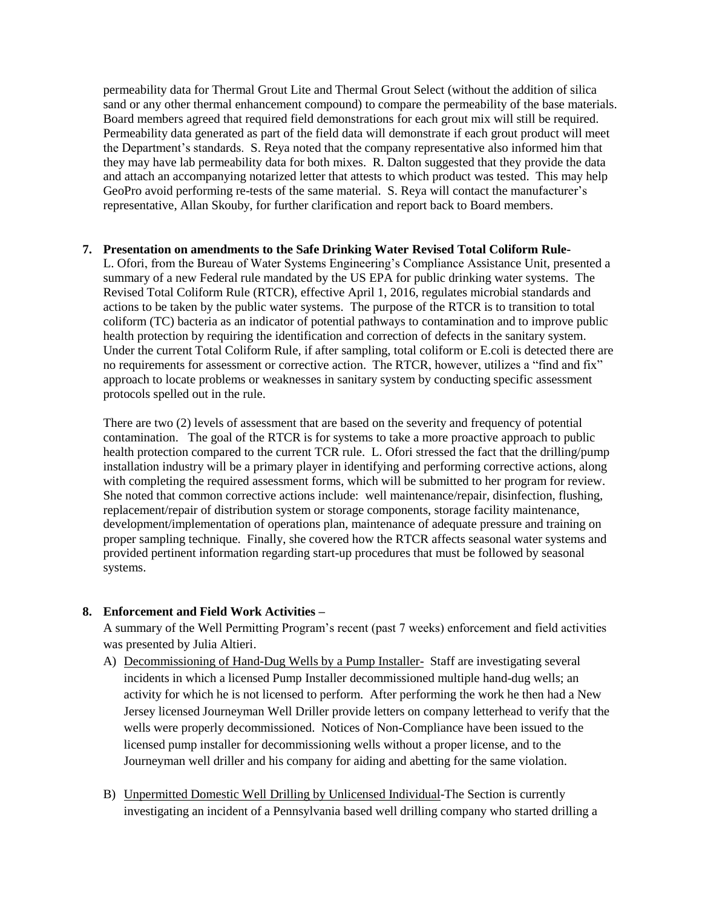permeability data for Thermal Grout Lite and Thermal Grout Select (without the addition of silica sand or any other thermal enhancement compound) to compare the permeability of the base materials. Board members agreed that required field demonstrations for each grout mix will still be required. Permeability data generated as part of the field data will demonstrate if each grout product will meet the Department's standards. S. Reya noted that the company representative also informed him that they may have lab permeability data for both mixes. R. Dalton suggested that they provide the data and attach an accompanying notarized letter that attests to which product was tested. This may help GeoPro avoid performing re-tests of the same material. S. Reya will contact the manufacturer's representative, Allan Skouby, for further clarification and report back to Board members.

**7. Presentation on amendments to the Safe Drinking Water Revised Total Coliform Rule-**

L. Ofori, from the Bureau of Water Systems Engineering's Compliance Assistance Unit, presented a summary of a new Federal rule mandated by the US EPA for public drinking water systems. The Revised Total Coliform Rule (RTCR), effective April 1, 2016, regulates microbial standards and actions to be taken by the public water systems. The purpose of the RTCR is to transition to total coliform (TC) bacteria as an indicator of potential pathways to contamination and to improve public health protection by requiring the identification and correction of defects in the sanitary system. Under the current Total Coliform Rule, if after sampling, total coliform or E.coli is detected there are no requirements for assessment or corrective action. The RTCR, however, utilizes a "find and fix" approach to locate problems or weaknesses in sanitary system by conducting specific assessment protocols spelled out in the rule.

There are two (2) levels of assessment that are based on the severity and frequency of potential contamination. The goal of the RTCR is for systems to take a more proactive approach to public health protection compared to the current TCR rule. L. Ofori stressed the fact that the drilling/pump installation industry will be a primary player in identifying and performing corrective actions, along with completing the required assessment forms, which will be submitted to her program for review. She noted that common corrective actions include: well maintenance/repair, disinfection, flushing, replacement/repair of distribution system or storage components, storage facility maintenance, development/implementation of operations plan, maintenance of adequate pressure and training on proper sampling technique. Finally, she covered how the RTCR affects seasonal water systems and provided pertinent information regarding start-up procedures that must be followed by seasonal systems.

**8. Enforcement and Field Work Activities –**

A summary of the Well Permitting Program's recent (past 7 weeks) enforcement and field activities was presented by Julia Altieri.

A) Decommissioning of Hand-Dug Wells by a Pump Installer- Staff are investigating several incidents in which a licensed Pump Installer decommissioned multiple hand-dug wells; an activity for which he is not licensed to perform. After performing the work he then had a New Jersey licensed Journeyman Well Driller provide letters on company letterhead to verify that the wells were properly decommissioned. Notices of Non-Compliance have been issued to the licensed pump installer for decommissioning wells without a proper license, and to the Journeyman well driller and his company for aiding and abetting for the same violation.

B) Unpermitted Domestic Well Drilling by Unlicensed Individual-The Section is currently investigating an incident of a Pennsylvania based well drilling company who started drilling a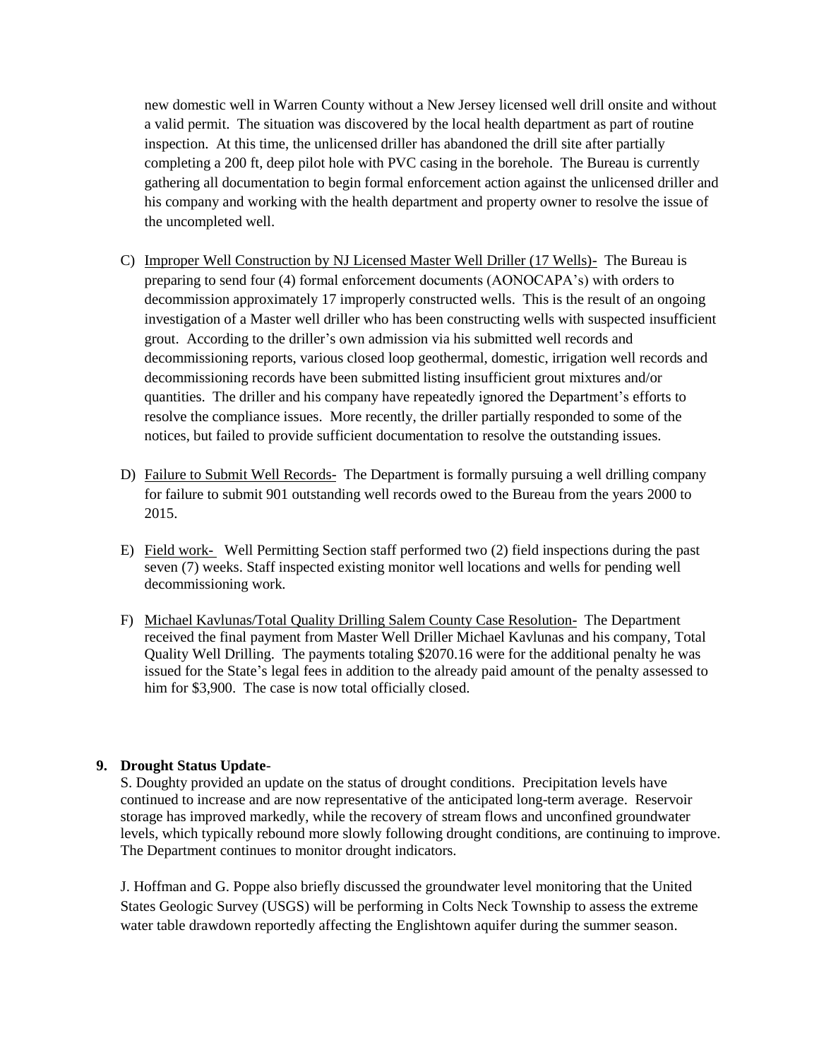new domestic well in Warren County without a New Jersey licensed well drill onsite and without a valid permit. The situation was discovered by the local health department as part of routine inspection. At this time, the unlicensed driller has abandoned the drill site after partially completing a 200 ft, deep pilot hole with PVC casing in the borehole. The Bureau is currently gathering all documentation to begin formal enforcement action against the unlicensed driller and his company and working with the health department and property owner to resolve the issue of the uncompleted well.

C) Improper Well Construction by NJ Licensed Master Well Driller (17 Wells)- The Bureau is preparing to send four (4) formal enforcement documents (AONOCAPA's) with orders to decommission approximately 17 improperly constructed wells. This is the result of an ongoing investigation of a Master well driller who has been constructing wells with suspected insufficient grout. According to the driller's own admission via his submitted well records and decommissioning reports, various closed loop geothermal, domestic, irrigation well records and decommissioning records have been submitted listing insufficient grout mixtures and/or quantities. The driller and his company have repeatedly ignored the Department's efforts to resolve the compliance issues. More recently, the driller partially responded to some of the notices, but failed to provide sufficient documentation to resolve the outstanding issues.

D) Failure to Submit Well Records- The Department is formally pursuing a well drilling company for failure to submit 901 outstanding well records owed to the Bureau from the years 2000 to 2015.

E) Field work- Well Permitting Section staff performed two (2) field inspections during the past seven (7) weeks. Staff inspected existing monitor well locations and wells for pending well decommissioning work.

F) Michael Kavlunas/Total Quality Drilling Salem County Case Resolution- The Department received the final payment from Master Well Driller Michael Kavlunas and his company, Total Quality Well Drilling. The payments totaling $2070.16 were for the additional penalty he was issued for the State's legal fees in addition to the already paid amount of the penalty assessed to him for $3,900. The case is now total officially closed.

**9. Drought Status Update-**

S. Doughty provided an update on the status of drought conditions. Precipitation levels have continued to increase and are now representative of the anticipated long-term average. Reservoir storage has improved markedly, while the recovery of stream flows and unconfined groundwater levels, which typically rebound more slowly following drought conditions, are continuing to improve. The Department continues to monitor drought indicators.

J. Hoffman and G. Poppe also briefly discussed the groundwater level monitoring that the United States Geologic Survey (USGS) will be performing in Colts Neck Township to assess the extreme water table drawdown reportedly affecting the Englishtown aquifer during the summer season.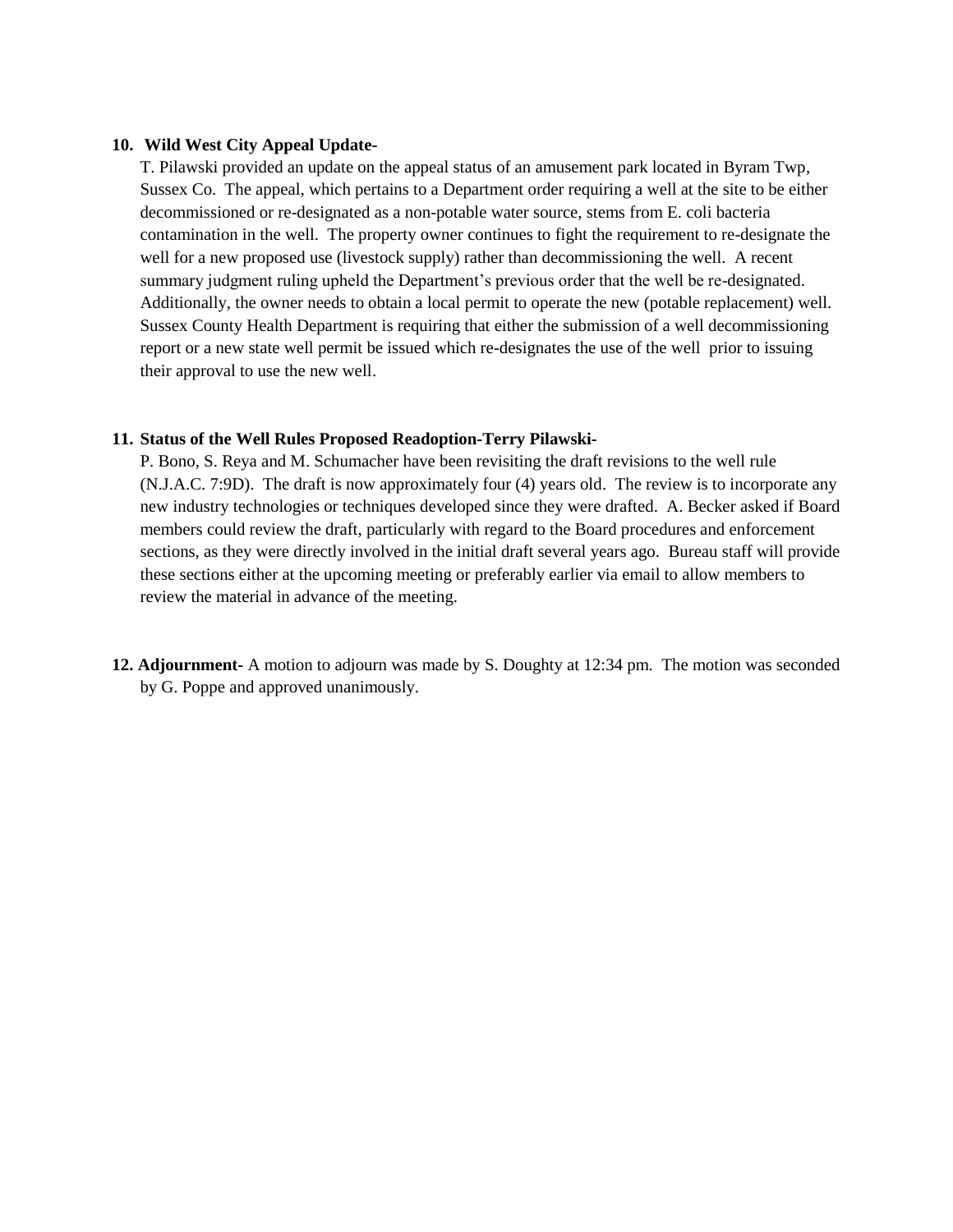**10. Wild West City Appeal Update-**

T. Pilawski provided an update on the appeal status of an amusement park located in Byram Twp, Sussex Co. The appeal, which pertains to a Department order requiring a well at the site to be either decommissioned or re-designated as a non-potable water source, stems from E. coli bacteria contamination in the well. The property owner continues to fight the requirement to re-designate the well for a new proposed use (livestock supply) rather than decommissioning the well. A recent summary judgment ruling upheld the Department's previous order that the well be re-designated. Additionally, the owner needs to obtain a local permit to operate the new (potable replacement) well. Sussex County Health Department is requiring that either the submission of a well decommissioning report or a new state well permit be issued which re-designates the use of the well prior to issuing their approval to use the new well.

**11. Status of the Well Rules Proposed Readoption-Terry Pilawski-**

P. Bono, S. Reya and M. Schumacher have been revisiting the draft revisions to the well rule (N.J.A.C. 7:9D). The draft is now approximately four (4) years old. The review is to incorporate any new industry technologies or techniques developed since they were drafted. A. Becker asked if Board members could review the draft, particularly with regard to the Board procedures and enforcement sections, as they were directly involved in the initial draft several years ago. Bureau staff will provide these sections either at the upcoming meeting or preferably earlier via email to allow members to review the material in advance of the meeting.

**12. Adjournment-** A motion to adjourn was made by S. Doughty at 12:34 pm. The motion was seconded by G. Poppe and approved unanimously.